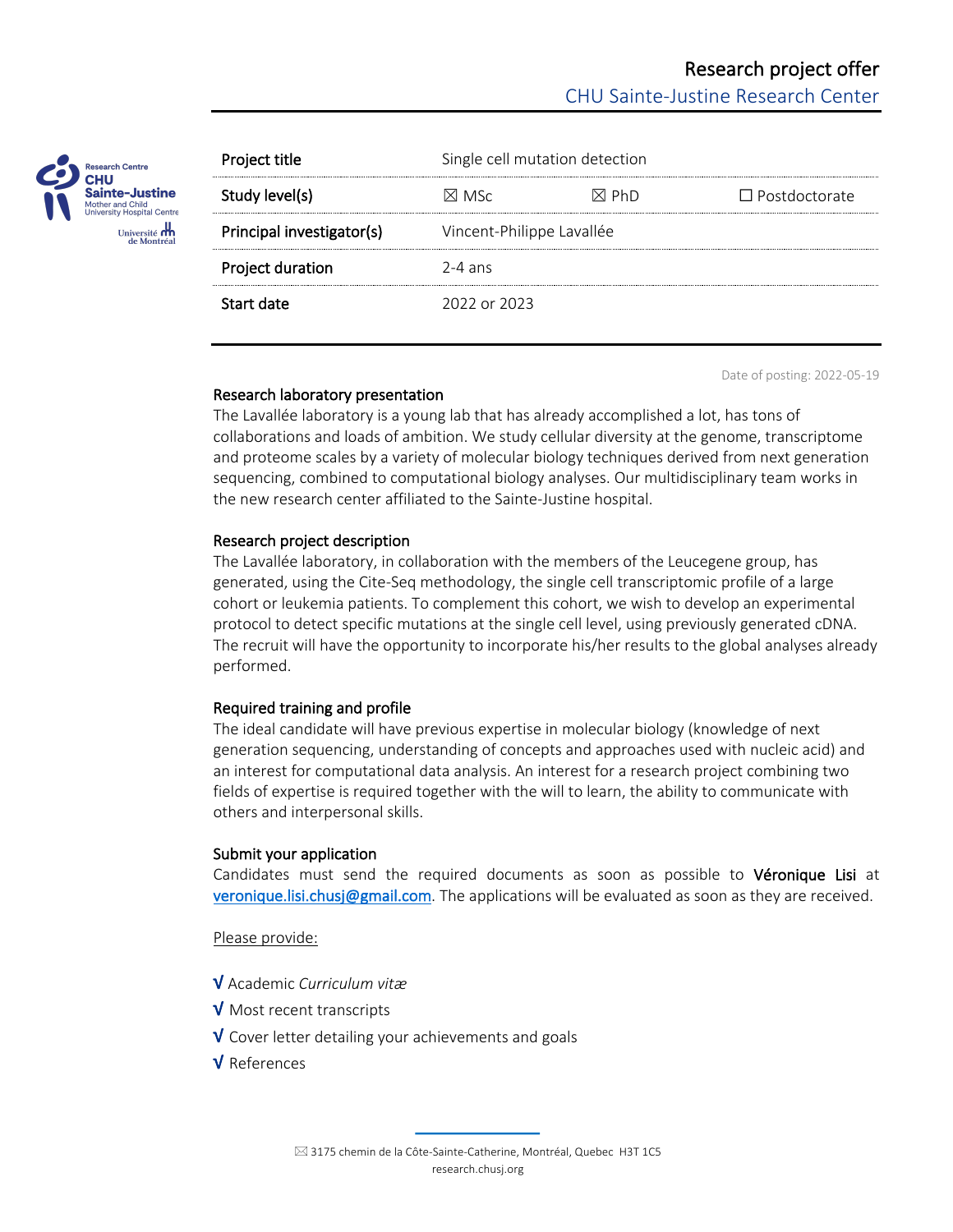# Research project offer

## CHU Sainte-Justine Research Center

| | | | |
|---|---|---|---|
| Project title | Single cell mutation detection | | |
| Study level(s) | ☒ MSc | ☒ PhD | ☐ Postdoctorate |
| Principal investigator(s) | Vincent-Philippe Lavallée | | |
| Project duration | 2-4 ans | | |
| Start date | 2022 or 2023 | | |

Date of posting: 2022-05-19

### Research laboratory presentation

The Lavallée laboratory is a young lab that has already accomplished a lot, has tons of collaborations and loads of ambition. We study cellular diversity at the genome, transcriptome and proteome scales by a variety of molecular biology techniques derived from next generation sequencing, combined to computational biology analyses. Our multidisciplinary team works in the new research center affiliated to the Sainte-Justine hospital.

### Research project description

The Lavallée laboratory, in collaboration with the members of the Leucegene group, has generated, using the Cite-Seq methodology, the single cell transcriptomic profile of a large cohort or leukemia patients. To complement this cohort, we wish to develop an experimental protocol to detect specific mutations at the single cell level, using previously generated cDNA. The recruit will have the opportunity to incorporate his/her results to the global analyses already performed.

### Required training and profile

The ideal candidate will have previous expertise in molecular biology (knowledge of next generation sequencing, understanding of concepts and approaches used with nucleic acid) and an interest for computational data analysis. An interest for a research project combining two fields of expertise is required together with the will to learn, the ability to communicate with others and interpersonal skills.

### Submit your application

Candidates must send the required documents as soon as possible to **Véronique Lisi** at veronique.lisi.chusj@gmail.com. The applications will be evaluated as soon as they are received.

Please provide:

- √ Academic *Curriculum vitæ*
- √ Most recent transcripts
- √ Cover letter detailing your achievements and goals
- √ References

3175 chemin de la Côte-Sainte-Catherine, Montréal, Quebec H3T 1C5
research.chusj.org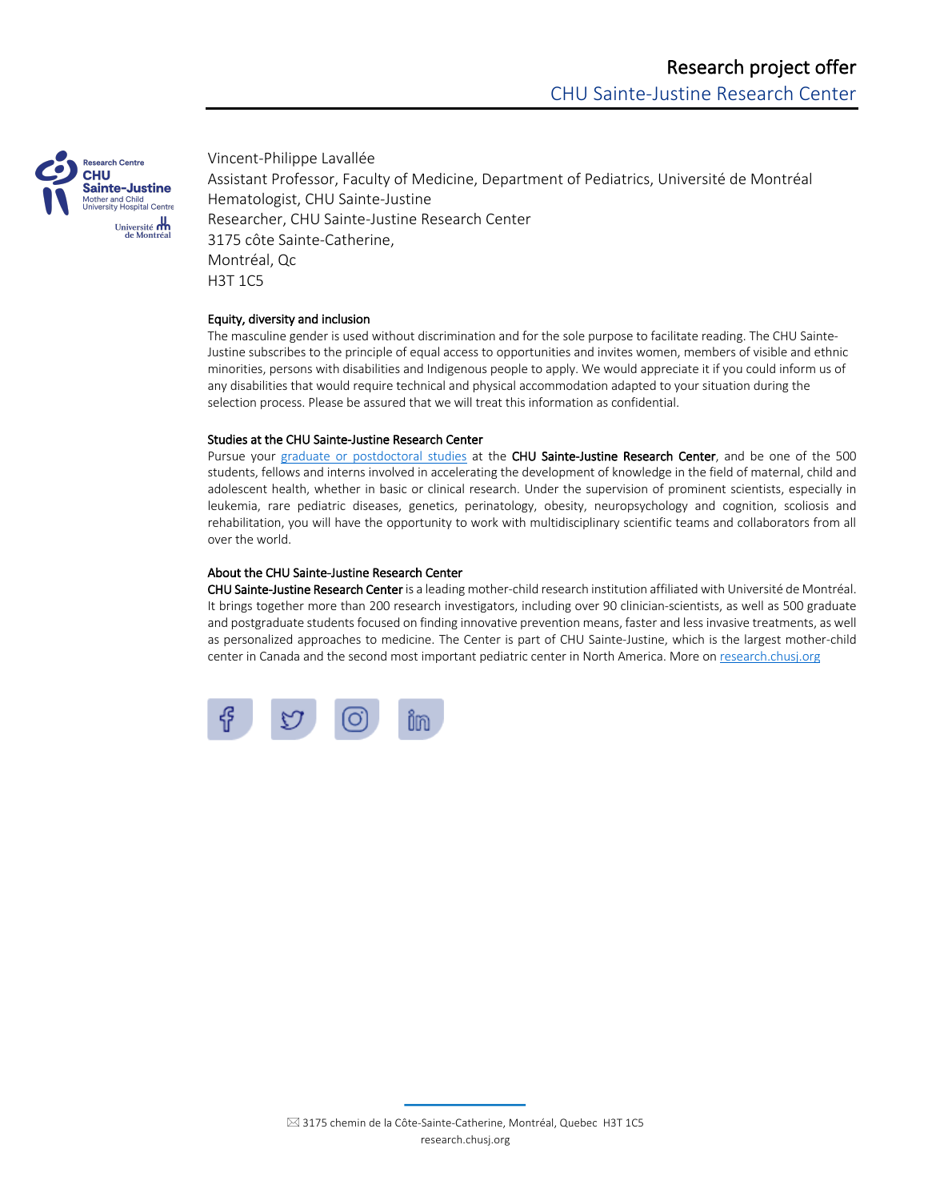Vincent-Philippe Lavallée
Assistant Professor, Faculty of Medicine, Department of Pediatrics, Université de Montréal
Hematologist, CHU Sainte-Justine
Researcher, CHU Sainte-Justine Research Center
3175 côte Sainte-Catherine,
Montréal, Qc
H3T 1C5

**Equity, diversity and inclusion**

The masculine gender is used without discrimination and for the sole purpose to facilitate reading. The CHU Sainte-Justine subscribes to the principle of equal access to opportunities and invites women, members of visible and ethnic minorities, persons with disabilities and Indigenous people to apply. We would appreciate it if you could inform us of any disabilities that would require technical and physical accommodation adapted to your situation during the selection process. Please be assured that we will treat this information as confidential.

**Studies at the CHU Sainte-Justine Research Center**

Pursue your graduate or postdoctoral studies at the **CHU Sainte-Justine Research Center**, and be one of the 500 students, fellows and interns involved in accelerating the development of knowledge in the field of maternal, child and adolescent health, whether in basic or clinical research. Under the supervision of prominent scientists, especially in leukemia, rare pediatric diseases, genetics, perinatology, obesity, neuropsychology and cognition, scoliosis and rehabilitation, you will have the opportunity to work with multidisciplinary scientific teams and collaborators from all over the world.

**About the CHU Sainte-Justine Research Center**

**CHU Sainte-Justine Research Center** is a leading mother-child research institution affiliated with Université de Montréal. It brings together more than 200 research investigators, including over 90 clinician-scientists, as well as 500 graduate and postgraduate students focused on finding innovative prevention means, faster and less invasive treatments, as well as personalized approaches to medicine. The Center is part of CHU Sainte-Justine, which is the largest mother-child center in Canada and the second most important pediatric center in North America. More on research.chusj.org

3175 chemin de la Côte-Sainte-Catherine, Montréal, Quebec H3T 1C5
research.chusj.org